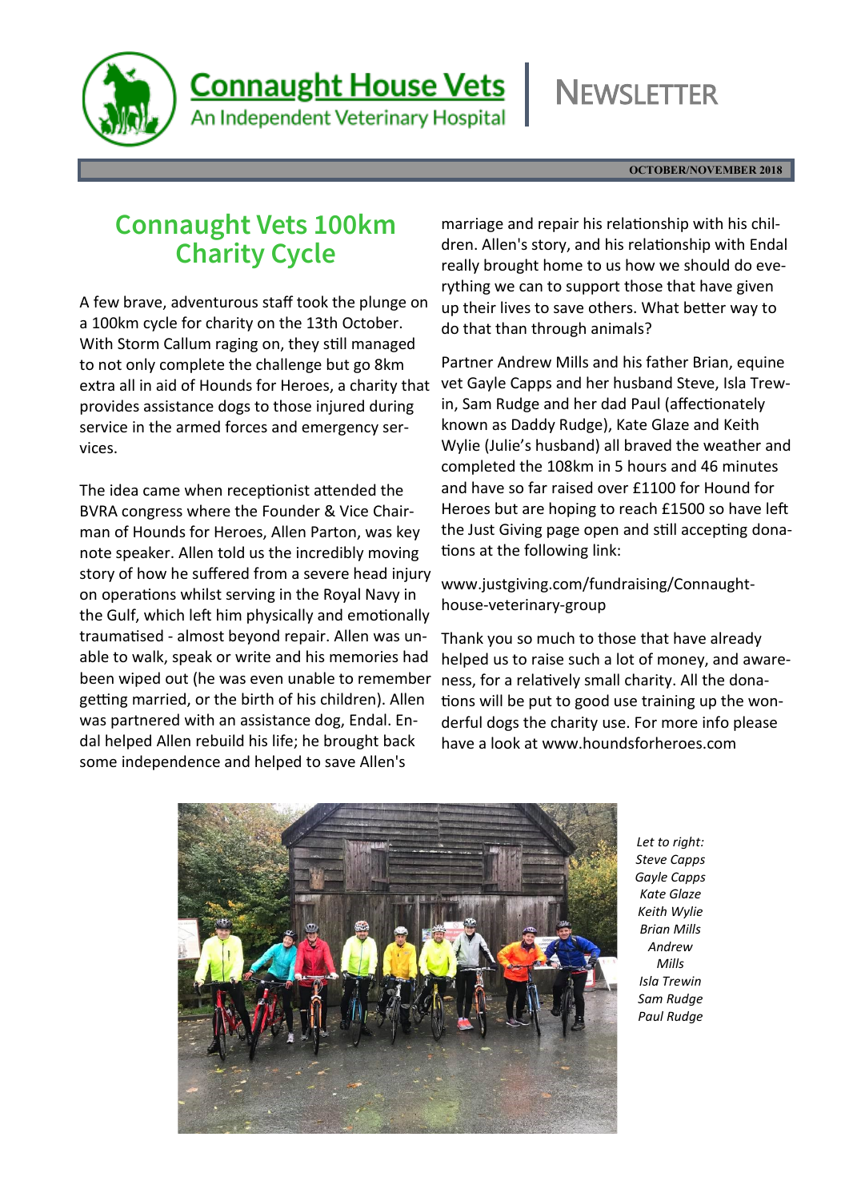# Connaught House Vets

An Independent Veterinary Hospital

NEWSLETTER

OCTOBER/NOVEMBER 2018

## Connaught Vets 100km Charity Cycle

A few brave, adventurous staff took the plunge on a 100km cycle for charity on the 13th October. With Storm Callum raging on, they still managed to not only complete the challenge but go 8km extra all in aid of Hounds for Heroes, a charity that provides assistance dogs to those injured during service in the armed forces and emergency services.

The idea came when receptionist attended the BVRA congress where the Founder & Vice Chairman of Hounds for Heroes, Allen Parton, was key note speaker. Allen told us the incredibly moving story of how he suffered from a severe head injury on operations whilst serving in the Royal Navy in the Gulf, which left him physically and emotionally traumatised - almost beyond repair. Allen was unable to walk, speak or write and his memories had been wiped out (he was even unable to remember getting married, or the birth of his children). Allen was partnered with an assistance dog, Endal. Endal helped Allen rebuild his life; he brought back some independence and helped to save Allen's marriage and repair his relationship with his children. Allen's story, and his relationship with Endal really brought home to us how we should do everything we can to support those that have given up their lives to save others. What better way to do that than through animals?

Partner Andrew Mills and his father Brian, equine vet Gayle Capps and her husband Steve, Isla Trewin, Sam Rudge and her dad Paul (affectionately known as Daddy Rudge), Kate Glaze and Keith Wylie (Julie's husband) all braved the weather and completed the 108km in 5 hours and 46 minutes and have so far raised over £1100 for Hound for Heroes but are hoping to reach £1500 so have left the Just Giving page open and still accepting donations at the following link:

www.justgiving.com/fundraising/Connaught-house-veterinary-group

Thank you so much to those that have already helped us to raise such a lot of money, and awareness, for a relatively small charity. All the donations will be put to good use training up the wonderful dogs the charity use. For more info please have a look at www.houndsforheroes.com

*Let to right: Steve Capps, Gayle Capps, Kate Glaze, Keith Wylie, Brian Mills, Andrew Mills, Isla Trewin, Sam Rudge, Paul Rudge*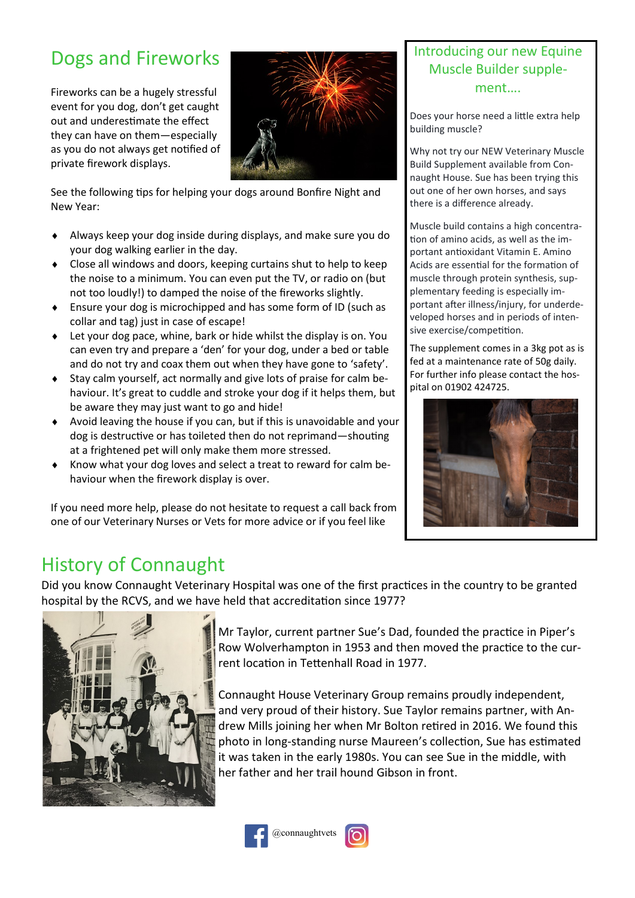## Dogs and Fireworks

Fireworks can be a hugely stressful event for you dog, don't get caught out and underestimate the effect they can have on them—especially as you do not always get notified of private firework displays.

See the following tips for helping your dogs around Bonfire Night and New Year:

- Always keep your dog inside during displays, and make sure you do your dog walking earlier in the day.
- Close all windows and doors, keeping curtains shut to help to keep the noise to a minimum. You can even put the TV, or radio on (but not too loudly!) to damped the noise of the fireworks slightly.
- Ensure your dog is microchipped and has some form of ID (such as collar and tag) just in case of escape!
- Let your dog pace, whine, bark or hide whilst the display is on. You can even try and prepare a 'den' for your dog, under a bed or table and do not try and coax them out when they have gone to 'safety'.
- Stay calm yourself, act normally and give lots of praise for calm behaviour. It's great to cuddle and stroke your dog if it helps them, but be aware they may just want to go and hide!
- Avoid leaving the house if you can, but if this is unavoidable and your dog is destructive or has toileted then do not reprimand—shouting at a frightened pet will only make them more stressed.
- Know what your dog loves and select a treat to reward for calm behaviour when the firework display is over.

If you need more help, please do not hesitate to request a call back from one of our Veterinary Nurses or Vets for more advice or if you feel like

## Introducing our new Equine Muscle Builder supplement....

Does your horse need a little extra help building muscle?

Why not try our NEW Veterinary Muscle Build Supplement available from Connaught House. Sue has been trying this out one of her own horses, and says there is a difference already.

Muscle build contains a high concentration of amino acids, as well as the important antioxidant Vitamin E. Amino Acids are essential for the formation of muscle through protein synthesis, supplementary feeding is especially important after illness/injury, for underdeveloped horses and in periods of intensive exercise/competition.

The supplement comes in a 3kg pot as is fed at a maintenance rate of 50g daily. For further info please contact the hospital on 01902 424725.

## History of Connaught

Did you know Connaught Veterinary Hospital was one of the first practices in the country to be granted hospital by the RCVS, and we have held that accreditation since 1977?

Mr Taylor, current partner Sue's Dad, founded the practice in Piper's Row Wolverhampton in 1953 and then moved the practice to the current location in Tettenhall Road in 1977.

Connaught House Veterinary Group remains proudly independent, and very proud of their history. Sue Taylor remains partner, with Andrew Mills joining her when Mr Bolton retired in 2016. We found this photo in long-standing nurse Maureen's collection, Sue has estimated it was taken in the early 1980s. You can see Sue in the middle, with her father and her trail hound Gibson in front.

@connaughtvets